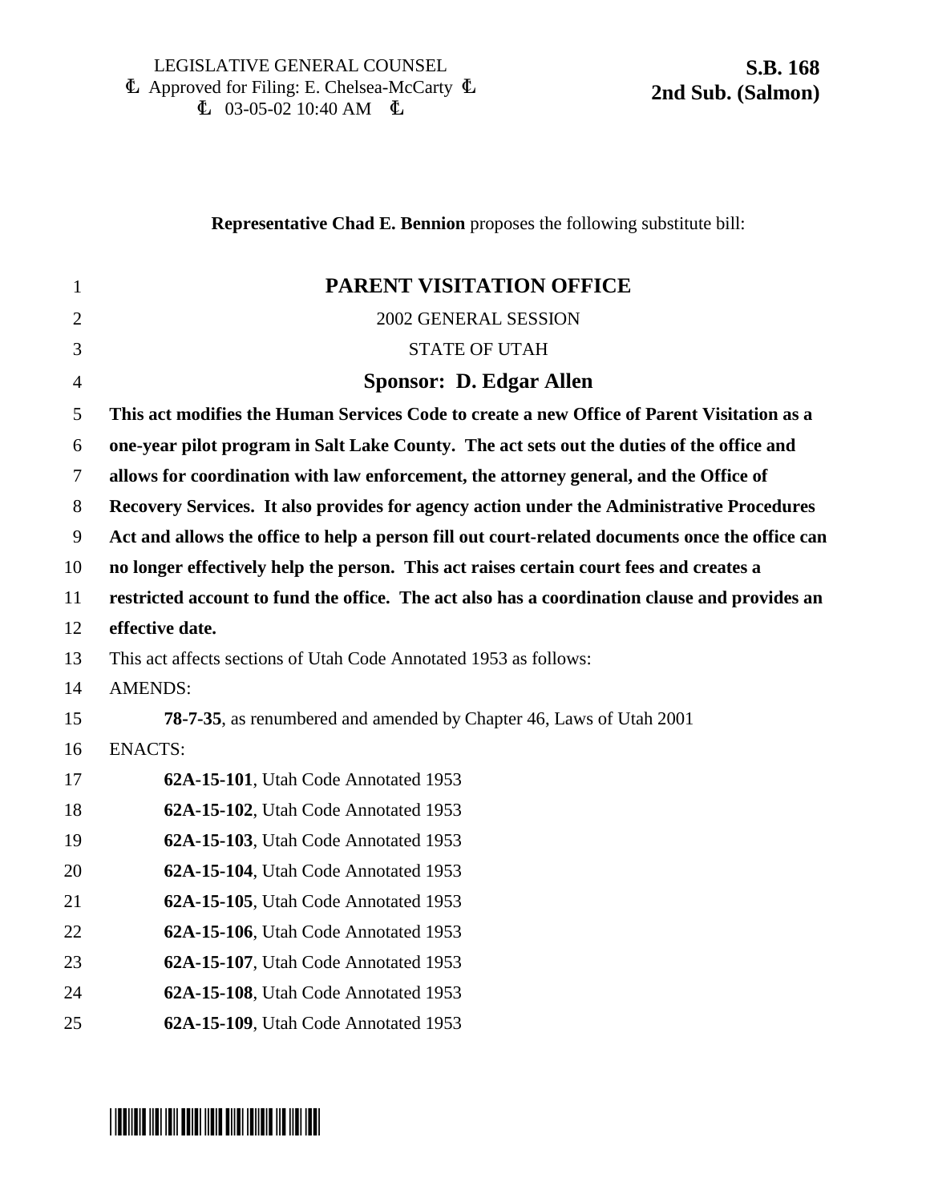LEGISLATIVE GENERAL COUNSEL
Ⱡ Approved for Filing: E. Chelsea-McCarty Ⱡ
Ⱡ 03-05-02 10:40 AM Ⱡ

**S.B. 168**
**2nd Sub. (Salmon)**

**Representative Chad E. Bennion** proposes the following substitute bill:

# PARENT VISITATION OFFICE

2002 GENERAL SESSION

STATE OF UTAH

## Sponsor: D. Edgar Allen

**This act modifies the Human Services Code to create a new Office of Parent Visitation as a one-year pilot program in Salt Lake County. The act sets out the duties of the office and allows for coordination with law enforcement, the attorney general, and the Office of Recovery Services. It also provides for agency action under the Administrative Procedures Act and allows the office to help a person fill out court-related documents once the office can no longer effectively help the person. This act raises certain court fees and creates a restricted account to fund the office. The act also has a coordination clause and provides an effective date.**

This act affects sections of Utah Code Annotated 1953 as follows:

AMENDS:

**78-7-35**, as renumbered and amended by Chapter 46, Laws of Utah 2001

ENACTS:

**62A-15-101**, Utah Code Annotated 1953

**62A-15-102**, Utah Code Annotated 1953

**62A-15-103**, Utah Code Annotated 1953

**62A-15-104**, Utah Code Annotated 1953

**62A-15-105**, Utah Code Annotated 1953

**62A-15-106**, Utah Code Annotated 1953

**62A-15-107**, Utah Code Annotated 1953

**62A-15-108**, Utah Code Annotated 1953

**62A-15-109**, Utah Code Annotated 1953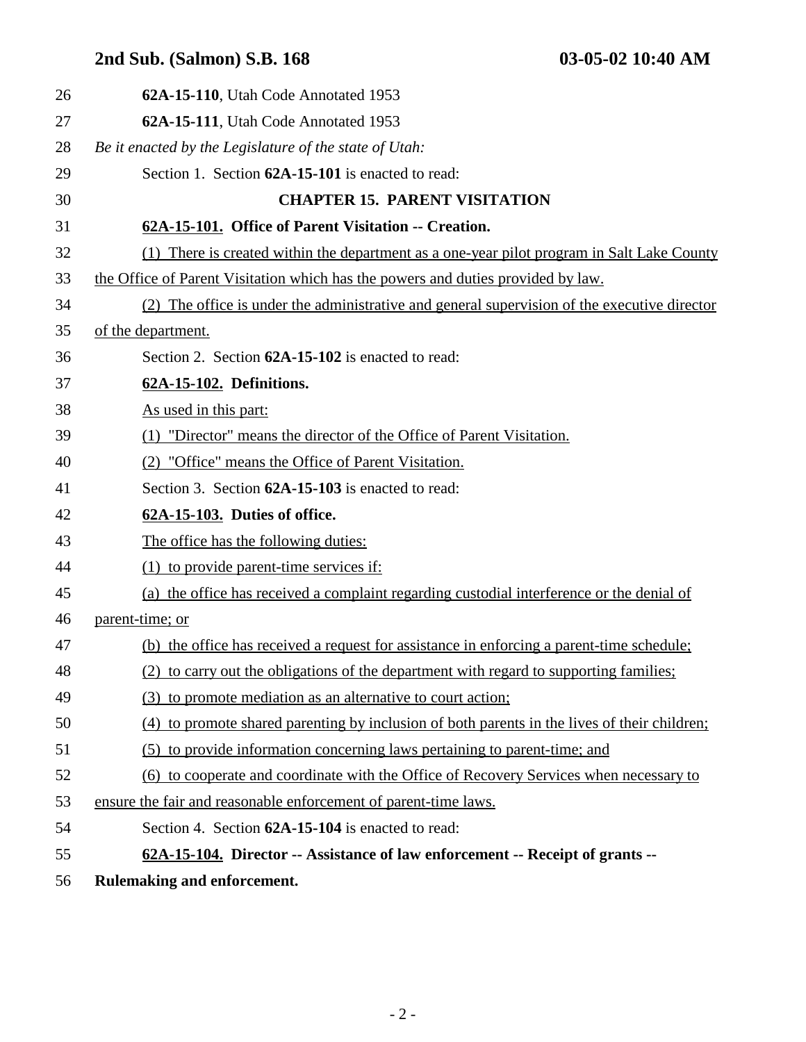**62A-15-110**, Utah Code Annotated 1953

**62A-15-111**, Utah Code Annotated 1953

*Be it enacted by the Legislature of the state of Utah:*

Section 1. Section **62A-15-101** is enacted to read:

**CHAPTER 15. PARENT VISITATION**

**62A-15-101. Office of Parent Visitation -- Creation.**

(1) There is created within the department as a one-year pilot program in Salt Lake County the Office of Parent Visitation which has the powers and duties provided by law.

(2) The office is under the administrative and general supervision of the executive director of the department.

Section 2. Section **62A-15-102** is enacted to read:

**62A-15-102. Definitions.**

As used in this part:

(1) "Director" means the director of the Office of Parent Visitation.

(2) "Office" means the Office of Parent Visitation.

Section 3. Section **62A-15-103** is enacted to read:

**62A-15-103. Duties of office.**

The office has the following duties:

(1) to provide parent-time services if:

(a) the office has received a complaint regarding custodial interference or the denial of parent-time; or

(b) the office has received a request for assistance in enforcing a parent-time schedule;

(2) to carry out the obligations of the department with regard to supporting families;

(3) to promote mediation as an alternative to court action;

(4) to promote shared parenting by inclusion of both parents in the lives of their children;

(5) to provide information concerning laws pertaining to parent-time; and

(6) to cooperate and coordinate with the Office of Recovery Services when necessary to ensure the fair and reasonable enforcement of parent-time laws.

Section 4. Section **62A-15-104** is enacted to read:

**62A-15-104. Director -- Assistance of law enforcement -- Receipt of grants -- Rulemaking and enforcement.**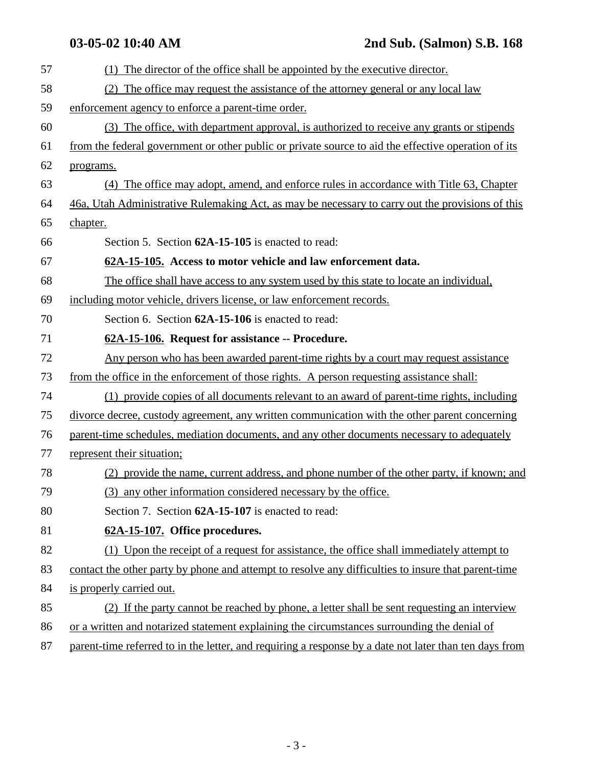(1) The director of the office shall be appointed by the executive director.

(2) The office may request the assistance of the attorney general or any local law enforcement agency to enforce a parent-time order.

(3) The office, with department approval, is authorized to receive any grants or stipends from the federal government or other public or private source to aid the effective operation of its programs.

(4) The office may adopt, amend, and enforce rules in accordance with Title 63, Chapter 46a, Utah Administrative Rulemaking Act, as may be necessary to carry out the provisions of this chapter.

Section 5. Section **62A-15-105** is enacted to read:

**62A-15-105. Access to motor vehicle and law enforcement data.**

The office shall have access to any system used by this state to locate an individual, including motor vehicle, drivers license, or law enforcement records.

Section 6. Section **62A-15-106** is enacted to read:

**62A-15-106. Request for assistance -- Procedure.**

Any person who has been awarded parent-time rights by a court may request assistance from the office in the enforcement of those rights. A person requesting assistance shall:

(1) provide copies of all documents relevant to an award of parent-time rights, including divorce decree, custody agreement, any written communication with the other parent concerning parent-time schedules, mediation documents, and any other documents necessary to adequately represent their situation;

(2) provide the name, current address, and phone number of the other party, if known; and

(3) any other information considered necessary by the office.

Section 7. Section **62A-15-107** is enacted to read:

**62A-15-107. Office procedures.**

(1) Upon the receipt of a request for assistance, the office shall immediately attempt to contact the other party by phone and attempt to resolve any difficulties to insure that parent-time is properly carried out.

(2) If the party cannot be reached by phone, a letter shall be sent requesting an interview or a written and notarized statement explaining the circumstances surrounding the denial of parent-time referred to in the letter, and requiring a response by a date not later than ten days from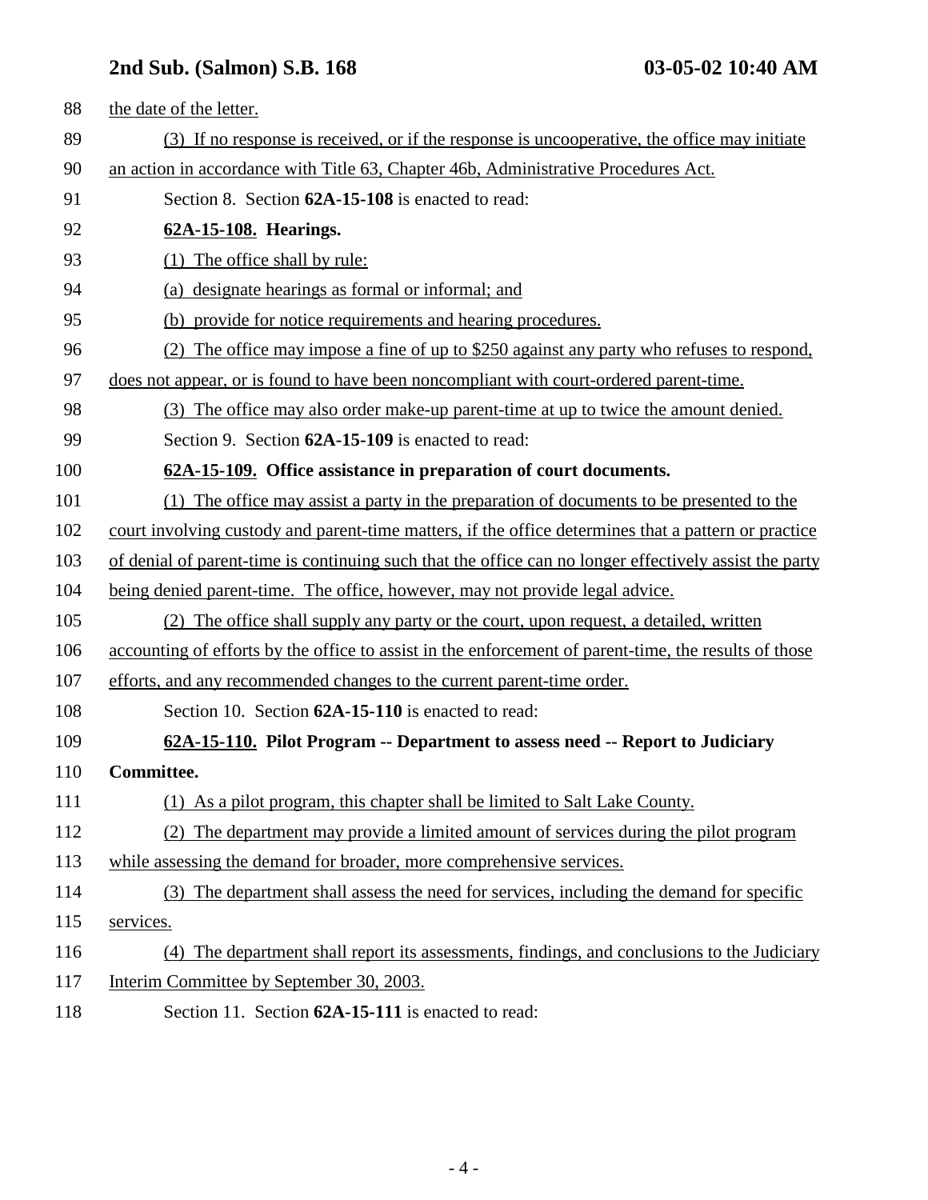the date of the letter.

(3) If no response is received, or if the response is uncooperative, the office may initiate an action in accordance with Title 63, Chapter 46b, Administrative Procedures Act.

Section 8. Section **62A-15-108** is enacted to read:

**62A-15-108. Hearings.**

(1) The office shall by rule:

(a) designate hearings as formal or informal; and

(b) provide for notice requirements and hearing procedures.

(2) The office may impose a fine of up to $250 against any party who refuses to respond, does not appear, or is found to have been noncompliant with court-ordered parent-time.

(3) The office may also order make-up parent-time at up to twice the amount denied.

Section 9. Section **62A-15-109** is enacted to read:

**62A-15-109. Office assistance in preparation of court documents.**

(1) The office may assist a party in the preparation of documents to be presented to the court involving custody and parent-time matters, if the office determines that a pattern or practice of denial of parent-time is continuing such that the office can no longer effectively assist the party being denied parent-time. The office, however, may not provide legal advice.

(2) The office shall supply any party or the court, upon request, a detailed, written accounting of efforts by the office to assist in the enforcement of parent-time, the results of those efforts, and any recommended changes to the current parent-time order.

Section 10. Section **62A-15-110** is enacted to read:

**62A-15-110. Pilot Program -- Department to assess need -- Report to Judiciary Committee.**

(1) As a pilot program, this chapter shall be limited to Salt Lake County.

(2) The department may provide a limited amount of services during the pilot program while assessing the demand for broader, more comprehensive services.

(3) The department shall assess the need for services, including the demand for specific services.

(4) The department shall report its assessments, findings, and conclusions to the Judiciary Interim Committee by September 30, 2003.

Section 11. Section **62A-15-111** is enacted to read: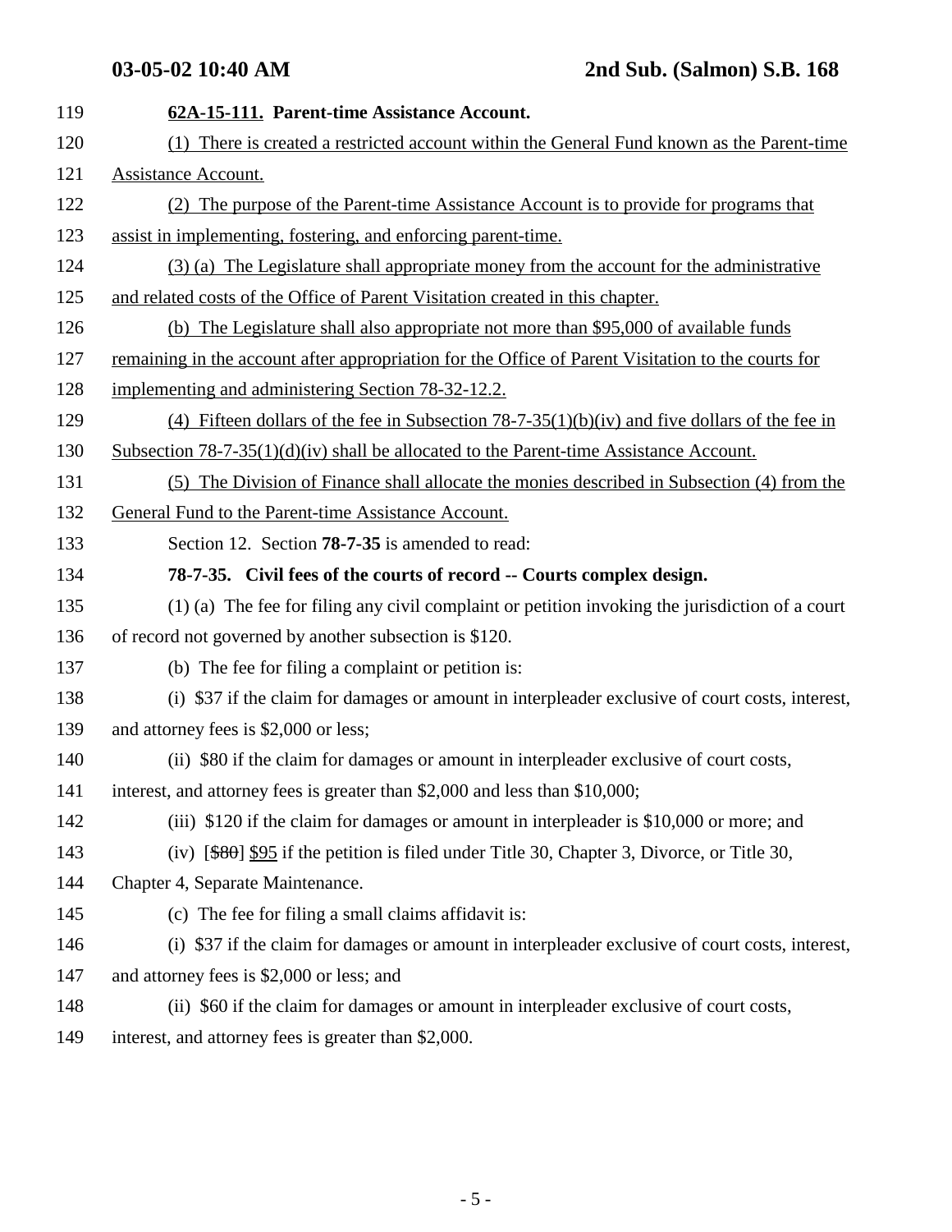**62A-15-111. Parent-time Assistance Account.**

(1) There is created a restricted account within the General Fund known as the Parent-time Assistance Account.

(2) The purpose of the Parent-time Assistance Account is to provide for programs that assist in implementing, fostering, and enforcing parent-time.

(3) (a) The Legislature shall appropriate money from the account for the administrative and related costs of the Office of Parent Visitation created in this chapter.

(b) The Legislature shall also appropriate not more than $95,000 of available funds remaining in the account after appropriation for the Office of Parent Visitation to the courts for implementing and administering Section 78-32-12.2.

(4) Fifteen dollars of the fee in Subsection 78-7-35(1)(b)(iv) and five dollars of the fee in Subsection 78-7-35(1)(d)(iv) shall be allocated to the Parent-time Assistance Account.

(5) The Division of Finance shall allocate the monies described in Subsection (4) from the General Fund to the Parent-time Assistance Account.

Section 12. Section **78-7-35** is amended to read:

**78-7-35. Civil fees of the courts of record -- Courts complex design.**

(1) (a) The fee for filing any civil complaint or petition invoking the jurisdiction of a court of record not governed by another subsection is $120.

(b) The fee for filing a complaint or petition is:

(i) $37 if the claim for damages or amount in interpleader exclusive of court costs, interest, and attorney fees is $2,000 or less;

(ii) $80 if the claim for damages or amount in interpleader exclusive of court costs, interest, and attorney fees is greater than $2,000 and less than $10,000;

(iii) $120 if the claim for damages or amount in interpleader is $10,000 or more; and

(iv) [~~$80~~] $95 if the petition is filed under Title 30, Chapter 3, Divorce, or Title 30, Chapter 4, Separate Maintenance.

(c) The fee for filing a small claims affidavit is:

(i) $37 if the claim for damages or amount in interpleader exclusive of court costs, interest, and attorney fees is $2,000 or less; and

(ii) $60 if the claim for damages or amount in interpleader exclusive of court costs, interest, and attorney fees is greater than $2,000.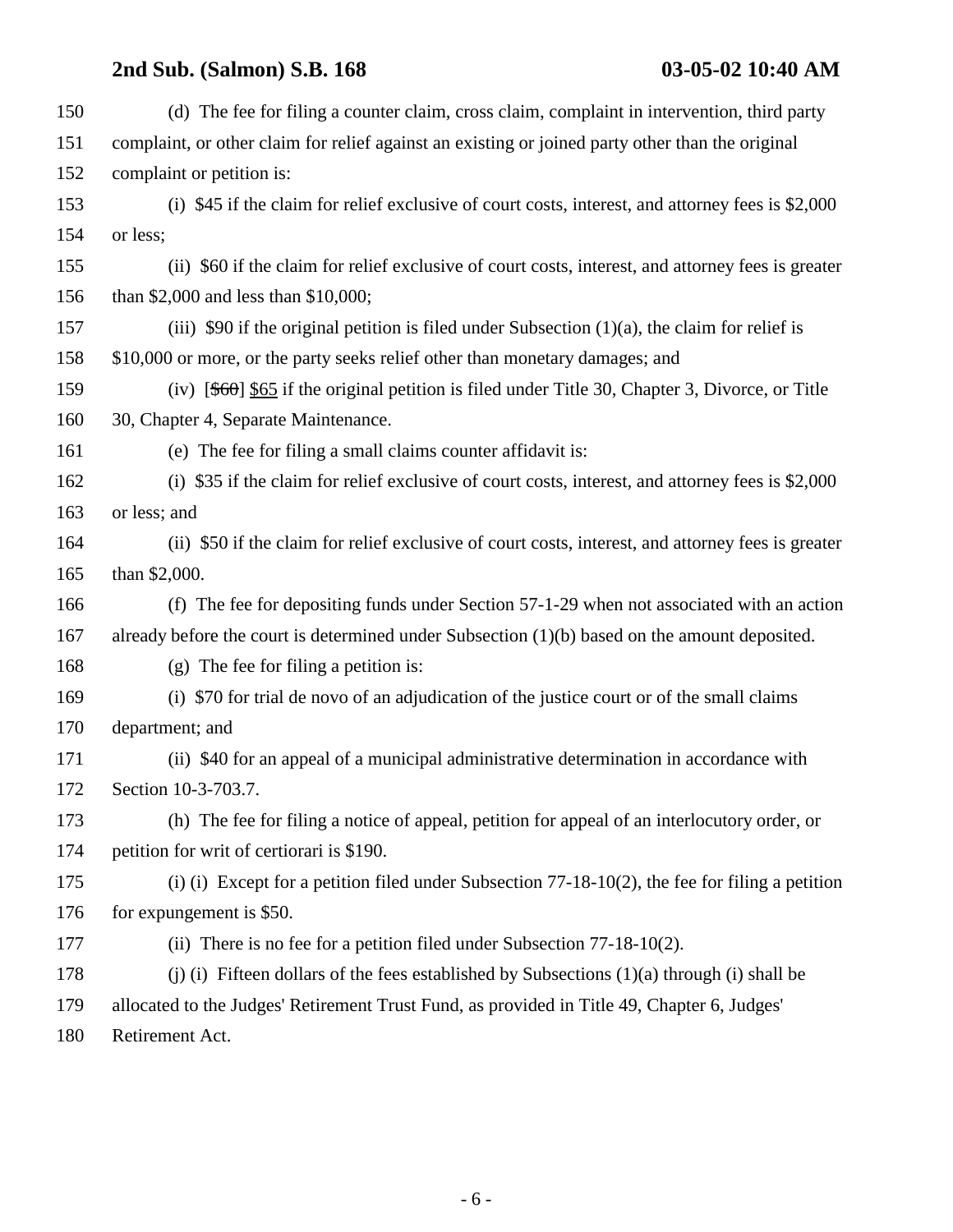150 (d) The fee for filing a counter claim, cross claim, complaint in intervention, third party
151 complaint, or other claim for relief against an existing or joined party other than the original
152 complaint or petition is:

153 (i) $45 if the claim for relief exclusive of court costs, interest, and attorney fees is $2,000
154 or less;

155 (ii) $60 if the claim for relief exclusive of court costs, interest, and attorney fees is greater
156 than $2,000 and less than $10,000;

157 (iii) $90 if the original petition is filed under Subsection (1)(a), the claim for relief is
158 $10,000 or more, or the party seeks relief other than monetary damages; and

159 (iv) [~~$60~~] $65 if the original petition is filed under Title 30, Chapter 3, Divorce, or Title
160 30, Chapter 4, Separate Maintenance.

161 (e) The fee for filing a small claims counter affidavit is:

162 (i) $35 if the claim for relief exclusive of court costs, interest, and attorney fees is $2,000
163 or less; and

164 (ii) $50 if the claim for relief exclusive of court costs, interest, and attorney fees is greater
165 than $2,000.

166 (f) The fee for depositing funds under Section 57-1-29 when not associated with an action
167 already before the court is determined under Subsection (1)(b) based on the amount deposited.

168 (g) The fee for filing a petition is:

169 (i) $70 for trial de novo of an adjudication of the justice court or of the small claims
170 department; and

171 (ii) $40 for an appeal of a municipal administrative determination in accordance with
172 Section 10-3-703.7.

173 (h) The fee for filing a notice of appeal, petition for appeal of an interlocutory order, or
174 petition for writ of certiorari is $190.

175 (i) (i) Except for a petition filed under Subsection 77-18-10(2), the fee for filing a petition
176 for expungement is $50.

177 (ii) There is no fee for a petition filed under Subsection 77-18-10(2).

178 (j) (i) Fifteen dollars of the fees established by Subsections (1)(a) through (i) shall be
179 allocated to the Judges' Retirement Trust Fund, as provided in Title 49, Chapter 6, Judges'
180 Retirement Act.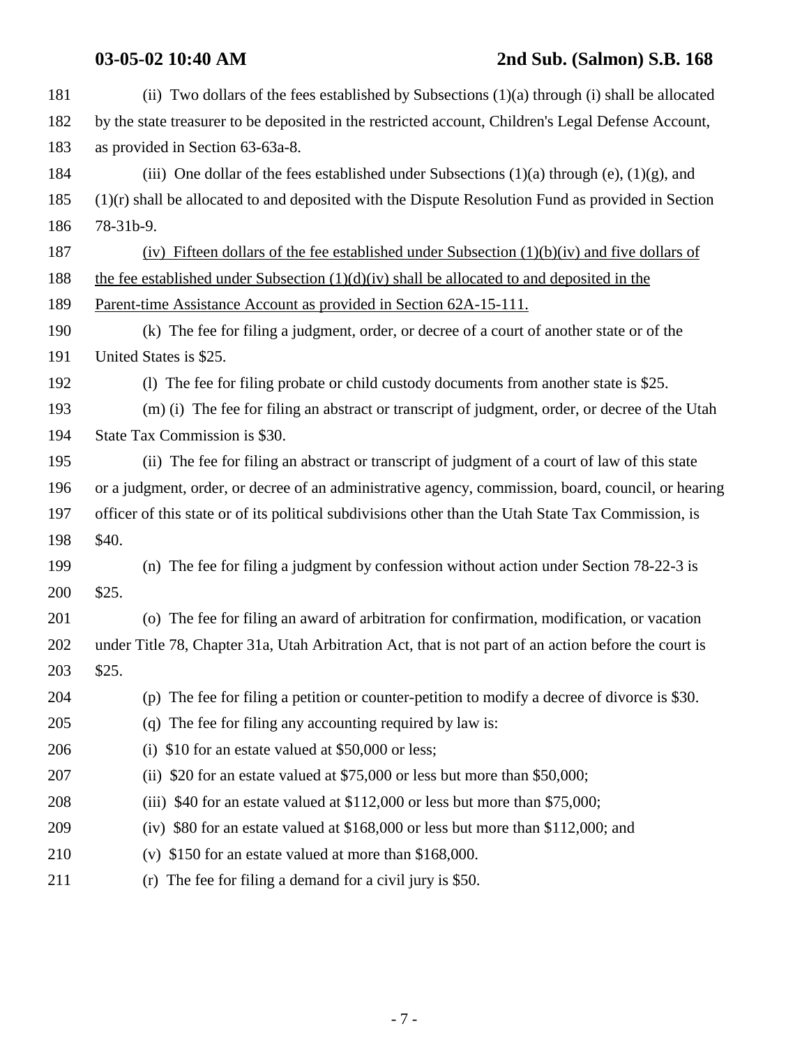(ii) Two dollars of the fees established by Subsections (1)(a) through (i) shall be allocated by the state treasurer to be deposited in the restricted account, Children's Legal Defense Account, as provided in Section 63-63a-8.

(iii) One dollar of the fees established under Subsections (1)(a) through (e), (1)(g), and (1)(r) shall be allocated to and deposited with the Dispute Resolution Fund as provided in Section 78-31b-9.

<u>(iv) Fifteen dollars of the fee established under Subsection (1)(b)(iv) and five dollars of the fee established under Subsection (1)(d)(iv) shall be allocated to and deposited in the Parent-time Assistance Account as provided in Section 62A-15-111.</u>

(k) The fee for filing a judgment, order, or decree of a court of another state or of the United States is $25.

(l) The fee for filing probate or child custody documents from another state is $25.

(m) (i) The fee for filing an abstract or transcript of judgment, order, or decree of the Utah State Tax Commission is $30.

(ii) The fee for filing an abstract or transcript of judgment of a court of law of this state or a judgment, order, or decree of an administrative agency, commission, board, council, or hearing officer of this state or of its political subdivisions other than the Utah State Tax Commission, is $40.

(n) The fee for filing a judgment by confession without action under Section 78-22-3 is $25.

(o) The fee for filing an award of arbitration for confirmation, modification, or vacation under Title 78, Chapter 31a, Utah Arbitration Act, that is not part of an action before the court is $25.

(p) The fee for filing a petition or counter-petition to modify a decree of divorce is $30.

(q) The fee for filing any accounting required by law is:

(i) $10 for an estate valued at $50,000 or less;

(ii) $20 for an estate valued at $75,000 or less but more than $50,000;

(iii) $40 for an estate valued at $112,000 or less but more than $75,000;

(iv) $80 for an estate valued at $168,000 or less but more than $112,000; and

(v) $150 for an estate valued at more than $168,000.

(r) The fee for filing a demand for a civil jury is $50.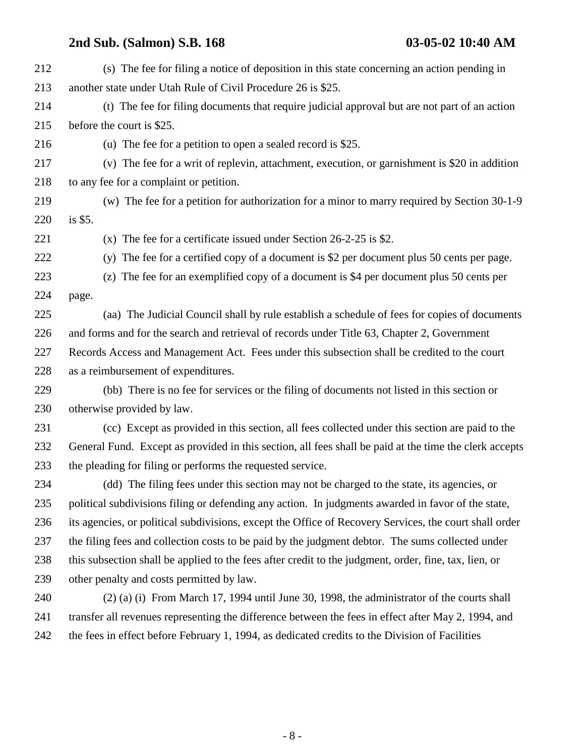(s) The fee for filing a notice of deposition in this state concerning an action pending in another state under Utah Rule of Civil Procedure 26 is $25.

(t) The fee for filing documents that require judicial approval but are not part of an action before the court is $25.

(u) The fee for a petition to open a sealed record is $25.

(v) The fee for a writ of replevin, attachment, execution, or garnishment is $20 in addition to any fee for a complaint or petition.

(w) The fee for a petition for authorization for a minor to marry required by Section 30-1-9 is $5.

(x) The fee for a certificate issued under Section 26-2-25 is $2.

(y) The fee for a certified copy of a document is $2 per document plus 50 cents per page.

(z) The fee for an exemplified copy of a document is $4 per document plus 50 cents per page.

(aa) The Judicial Council shall by rule establish a schedule of fees for copies of documents and forms and for the search and retrieval of records under Title 63, Chapter 2, Government Records Access and Management Act. Fees under this subsection shall be credited to the court as a reimbursement of expenditures.

(bb) There is no fee for services or the filing of documents not listed in this section or otherwise provided by law.

(cc) Except as provided in this section, all fees collected under this section are paid to the General Fund. Except as provided in this section, all fees shall be paid at the time the clerk accepts the pleading for filing or performs the requested service.

(dd) The filing fees under this section may not be charged to the state, its agencies, or political subdivisions filing or defending any action. In judgments awarded in favor of the state, its agencies, or political subdivisions, except the Office of Recovery Services, the court shall order the filing fees and collection costs to be paid by the judgment debtor. The sums collected under this subsection shall be applied to the fees after credit to the judgment, order, fine, tax, lien, or other penalty and costs permitted by law.

(2) (a) (i) From March 17, 1994 until June 30, 1998, the administrator of the courts shall transfer all revenues representing the difference between the fees in effect after May 2, 1994, and the fees in effect before February 1, 1994, as dedicated credits to the Division of Facilities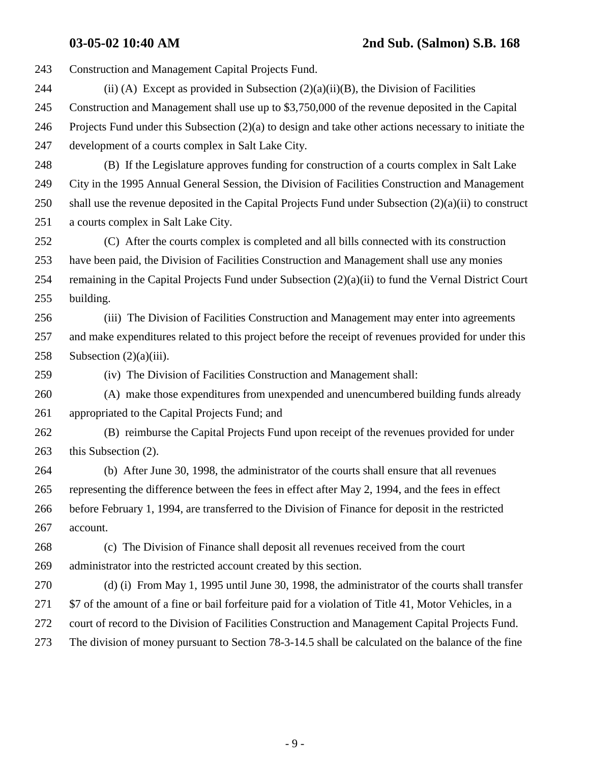Construction and Management Capital Projects Fund.

(ii) (A) Except as provided in Subsection (2)(a)(ii)(B), the Division of Facilities Construction and Management shall use up to $3,750,000 of the revenue deposited in the Capital Projects Fund under this Subsection (2)(a) to design and take other actions necessary to initiate the development of a courts complex in Salt Lake City.

(B) If the Legislature approves funding for construction of a courts complex in Salt Lake City in the 1995 Annual General Session, the Division of Facilities Construction and Management shall use the revenue deposited in the Capital Projects Fund under Subsection (2)(a)(ii) to construct a courts complex in Salt Lake City.

(C) After the courts complex is completed and all bills connected with its construction have been paid, the Division of Facilities Construction and Management shall use any monies remaining in the Capital Projects Fund under Subsection (2)(a)(ii) to fund the Vernal District Court building.

(iii) The Division of Facilities Construction and Management may enter into agreements and make expenditures related to this project before the receipt of revenues provided for under this Subsection (2)(a)(iii).

(iv) The Division of Facilities Construction and Management shall:

(A) make those expenditures from unexpended and unencumbered building funds already appropriated to the Capital Projects Fund; and

(B) reimburse the Capital Projects Fund upon receipt of the revenues provided for under this Subsection (2).

(b) After June 30, 1998, the administrator of the courts shall ensure that all revenues representing the difference between the fees in effect after May 2, 1994, and the fees in effect before February 1, 1994, are transferred to the Division of Finance for deposit in the restricted account.

(c) The Division of Finance shall deposit all revenues received from the court administrator into the restricted account created by this section.

(d) (i) From May 1, 1995 until June 30, 1998, the administrator of the courts shall transfer $7 of the amount of a fine or bail forfeiture paid for a violation of Title 41, Motor Vehicles, in a court of record to the Division of Facilities Construction and Management Capital Projects Fund. The division of money pursuant to Section 78-3-14.5 shall be calculated on the balance of the fine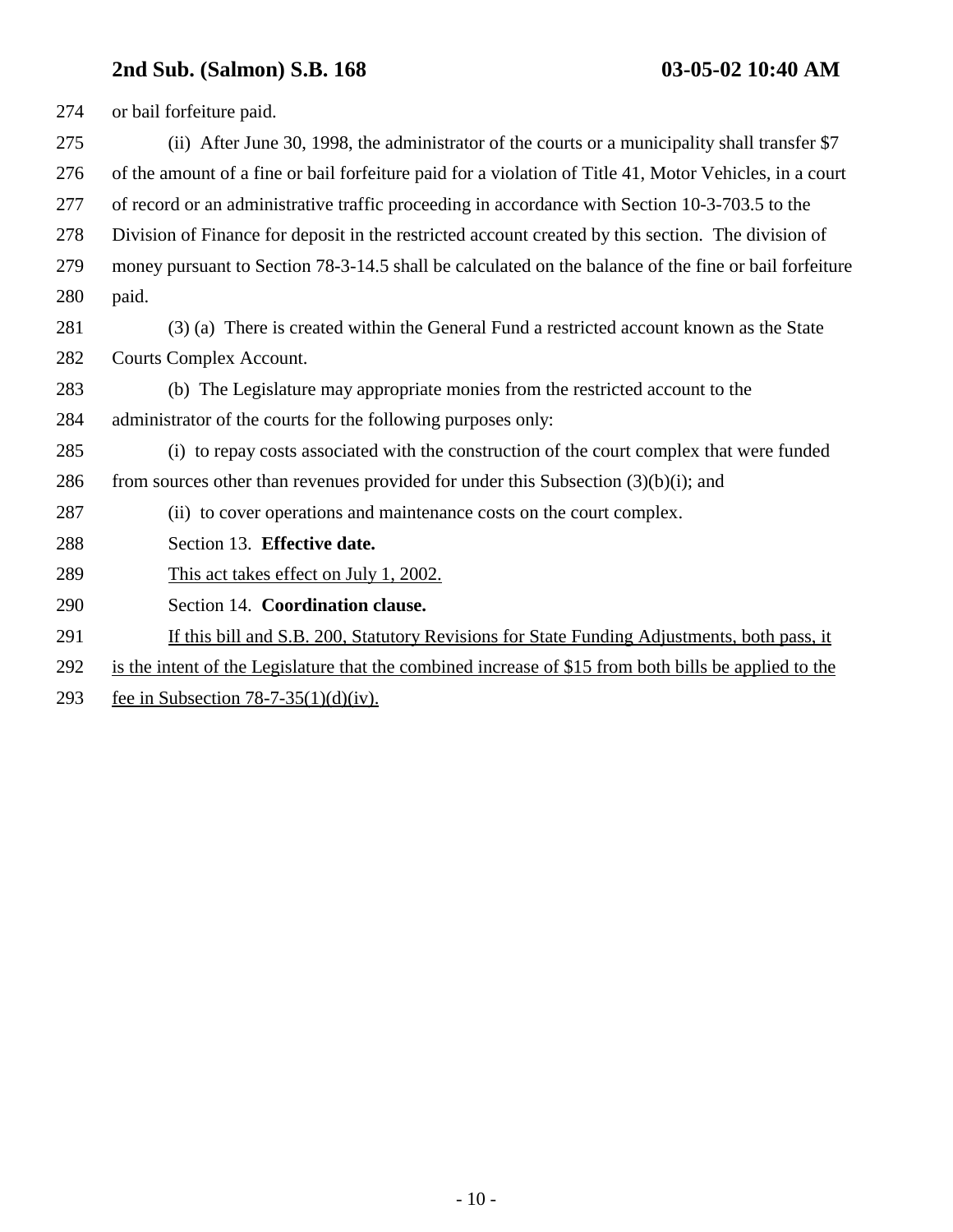or bail forfeiture paid.

(ii) After June 30, 1998, the administrator of the courts or a municipality shall transfer $7 of the amount of a fine or bail forfeiture paid for a violation of Title 41, Motor Vehicles, in a court of record or an administrative traffic proceeding in accordance with Section 10-3-703.5 to the Division of Finance for deposit in the restricted account created by this section. The division of money pursuant to Section 78-3-14.5 shall be calculated on the balance of the fine or bail forfeiture paid.

(3) (a) There is created within the General Fund a restricted account known as the State Courts Complex Account.

(b) The Legislature may appropriate monies from the restricted account to the administrator of the courts for the following purposes only:

(i) to repay costs associated with the construction of the court complex that were funded from sources other than revenues provided for under this Subsection (3)(b)(i); and

(ii) to cover operations and maintenance costs on the court complex.

Section 13. **Effective date.**

This act takes effect on July 1, 2002.

Section 14. **Coordination clause.**

If this bill and S.B. 200, Statutory Revisions for State Funding Adjustments, both pass, it is the intent of the Legislature that the combined increase of $15 from both bills be applied to the fee in Subsection 78-7-35(1)(d)(iv).